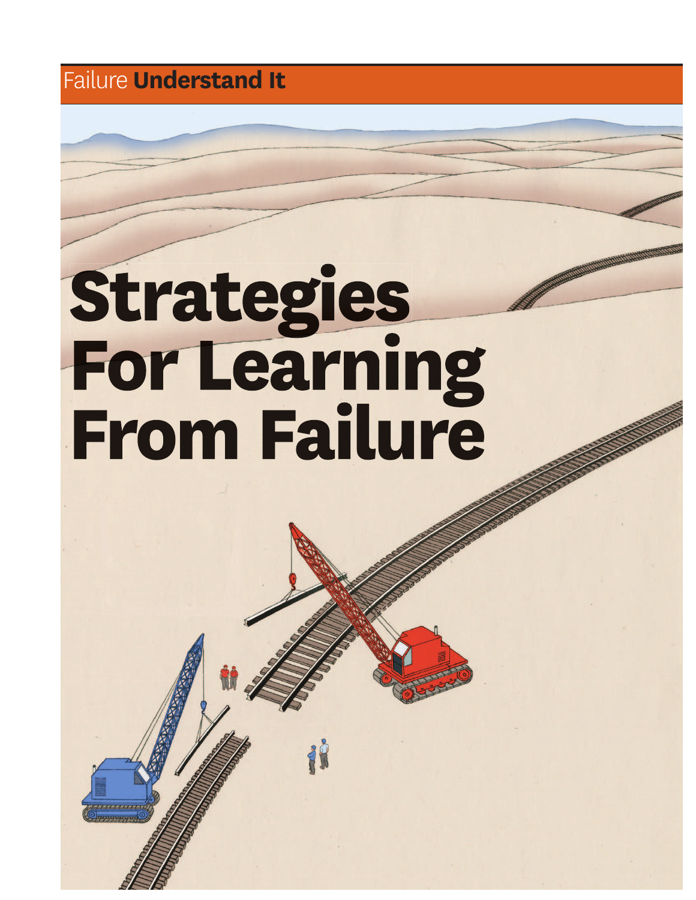Failure **Understand It**

# Strategies For Learning From Failure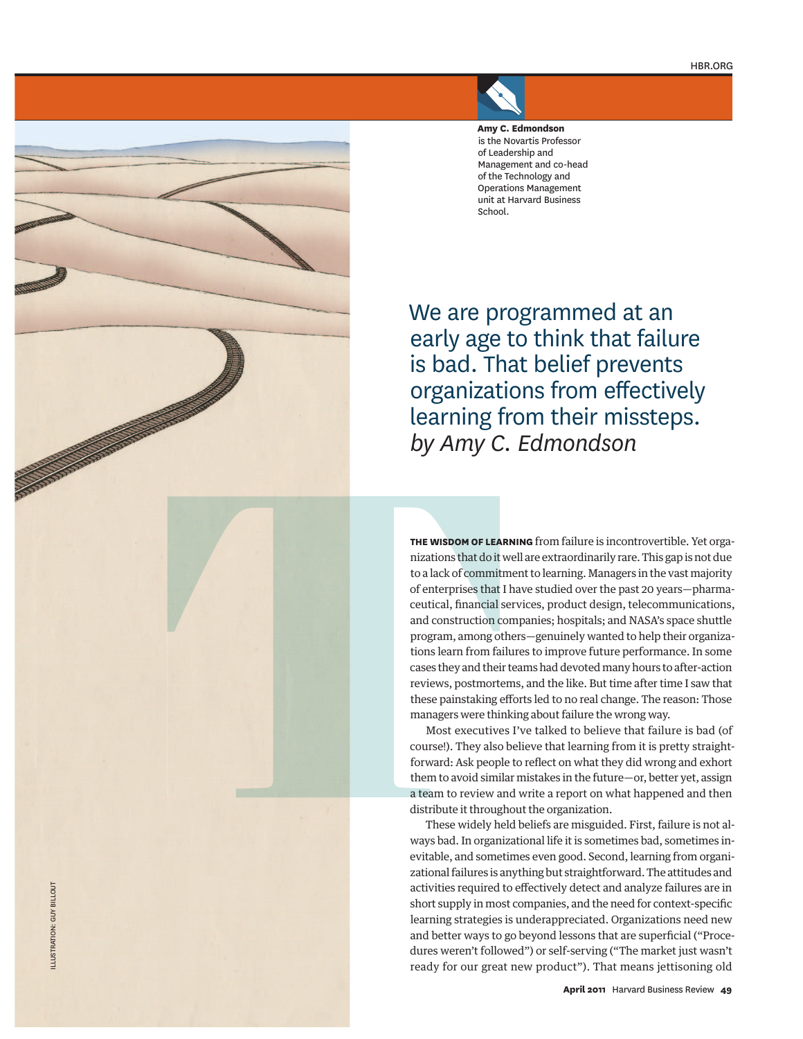**Amy C. Edmondson** is the Novartis Professor of Leadership and Management and co-head of the Technology and Operations Management unit at Harvard Business School.

## We are programmed at an early age to think that failure is bad. That belief prevents organizations from effectively learning from their missteps.

*by Amy C. Edmondson*

**THE WISDOM OF LEARNING** from failure is incontrovertible. Yet organizations that do it well are extraordinarily rare. This gap is not due to a lack of commitment to learning. Managers in the vast majority of enterprises that I have studied over the past 20 years—pharmaceutical, financial services, product design, telecommunications, and construction companies; hospitals; and NASA's space shuttle program, among others—genuinely wanted to help their organizations learn from failures to improve future performance. In some cases they and their teams had devoted many hours to after-action reviews, postmortems, and the like. But time after time I saw that these painstaking efforts led to no real change. The reason: Those managers were thinking about failure the wrong way.

Most executives I've talked to believe that failure is bad (of course!). They also believe that learning from it is pretty straightforward: Ask people to reflect on what they did wrong and exhort them to avoid similar mistakes in the future—or, better yet, assign a team to review and write a report on what happened and then distribute it throughout the organization.

These widely held beliefs are misguided. First, failure is not always bad. In organizational life it is sometimes bad, sometimes inevitable, and sometimes even good. Second, learning from organizational failures is anything but straightforward. The attitudes and activities required to effectively detect and analyze failures are in short supply in most companies, and the need for context-specific learning strategies is underappreciated. Organizations need new and better ways to go beyond lessons that are superficial ("Procedures weren't followed") or self-serving ("The market just wasn't ready for our great new product"). That means jettisoning old

ILLUSTRATION: GUY BILLOUT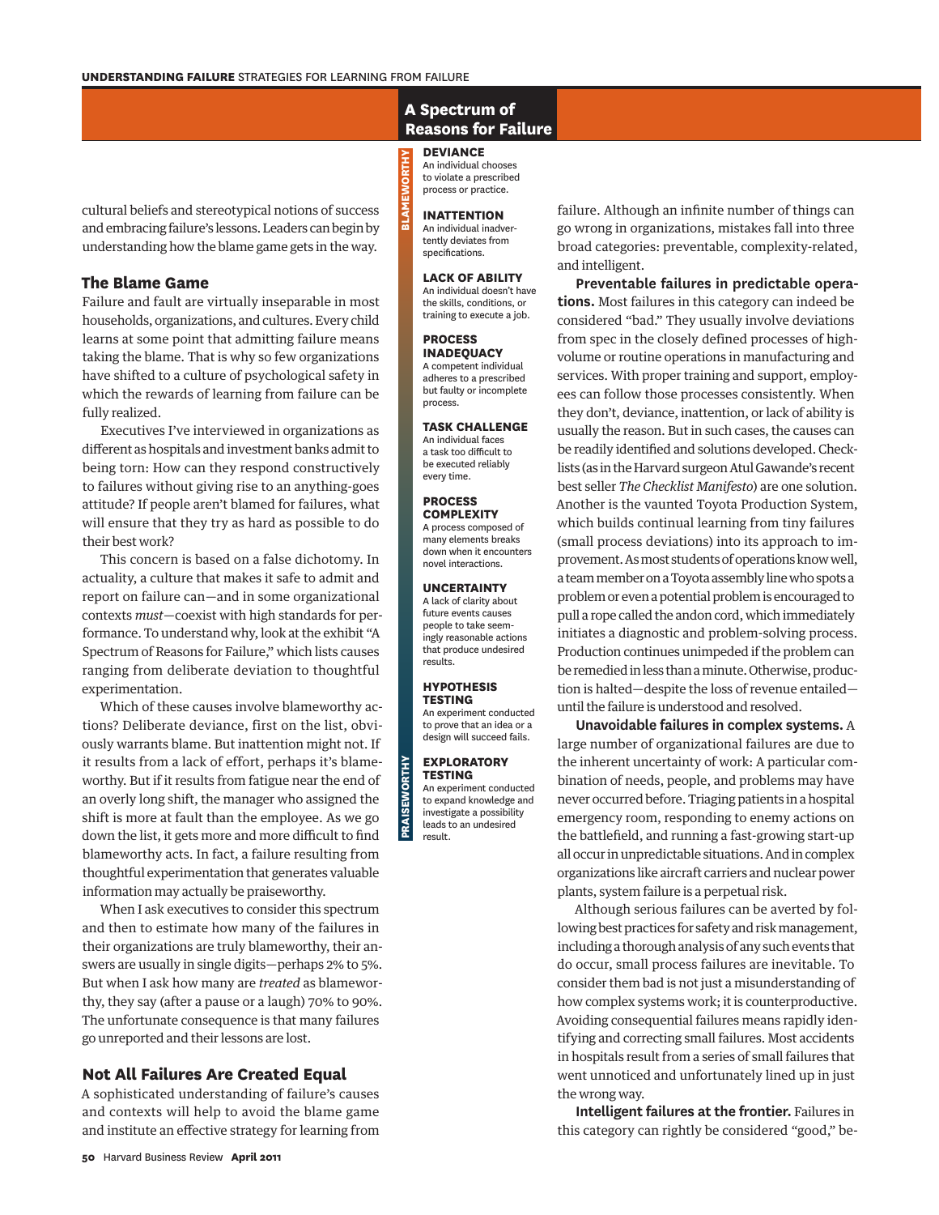cultural beliefs and stereotypical notions of success and embracing failure's lessons. Leaders can begin by understanding how the blame game gets in the way.

## The Blame Game

Failure and fault are virtually inseparable in most households, organizations, and cultures. Every child learns at some point that admitting failure means taking the blame. That is why so few organizations have shifted to a culture of psychological safety in which the rewards of learning from failure can be fully realized.

Executives I've interviewed in organizations as different as hospitals and investment banks admit to being torn: How can they respond constructively to failures without giving rise to an anything-goes attitude? If people aren't blamed for failures, what will ensure that they try as hard as possible to do their best work?

This concern is based on a false dichotomy. In actuality, a culture that makes it safe to admit and report on failure can—and in some organizational contexts *must*—coexist with high standards for performance. To understand why, look at the exhibit "A Spectrum of Reasons for Failure," which lists causes ranging from deliberate deviation to thoughtful experimentation.

Which of these causes involve blameworthy actions? Deliberate deviance, first on the list, obviously warrants blame. But inattention might not. If it results from a lack of effort, perhaps it's blameworthy. But if it results from fatigue near the end of an overly long shift, the manager who assigned the shift is more at fault than the employee. As we go down the list, it gets more and more difficult to find blameworthy acts. In fact, a failure resulting from thoughtful experimentation that generates valuable information may actually be praiseworthy.

When I ask executives to consider this spectrum and then to estimate how many of the failures in their organizations are truly blameworthy, their answers are usually in single digits—perhaps 2% to 5%. But when I ask how many are *treated* as blameworthy, they say (after a pause or a laugh) 70% to 90%. The unfortunate consequence is that many failures go unreported and their lessons are lost.

## Not All Failures Are Created Equal

A sophisticated understanding of failure's causes and contexts will help to avoid the blame game and institute an effective strategy for learning from failure. Although an infinite number of things can go wrong in organizations, mistakes fall into three broad categories: preventable, complexity-related, and intelligent.

**Preventable failures in predictable operations.** Most failures in this category can indeed be considered "bad." They usually involve deviations from spec in the closely defined processes of high-volume or routine operations in manufacturing and services. With proper training and support, employees can follow those processes consistently. When they don't, deviance, inattention, or lack of ability is usually the reason. But in such cases, the causes can be readily identified and solutions developed. Checklists (as in the Harvard surgeon Atul Gawande's recent best seller *The Checklist Manifesto*) are one solution. Another is the vaunted Toyota Production System, which builds continual learning from tiny failures (small process deviations) into its approach to improvement. As most students of operations know well, a team member on a Toyota assembly line who spots a problem or even a potential problem is encouraged to pull a rope called the andon cord, which immediately initiates a diagnostic and problem-solving process. Production continues unimpeded if the problem can be remedied in less than a minute. Otherwise, production is halted—despite the loss of revenue entailed—until the failure is understood and resolved.

**Unavoidable failures in complex systems.** A large number of organizational failures are due to the inherent uncertainty of work: A particular combination of needs, people, and problems may have never occurred before. Triaging patients in a hospital emergency room, responding to enemy actions on the battlefield, and running a fast-growing start-up all occur in unpredictable situations. And in complex organizations like aircraft carriers and nuclear power plants, system failure is a perpetual risk.

Although serious failures can be averted by following best practices for safety and risk management, including a thorough analysis of any such events that do occur, small process failures are inevitable. To consider them bad is not just a misunderstanding of how complex systems work; it is counterproductive. Avoiding consequential failures means rapidly identifying and correcting small failures. Most accidents in hospitals result from a series of small failures that went unnoticed and unfortunately lined up in just the wrong way.

**Intelligent failures at the frontier.** Failures in this category can rightly be considered "good," be-

---

### A Spectrum of Reasons for Failure

*BLAMEWORTHY*

**DEVIANCE**
An individual chooses to violate a prescribed process or practice.

**INATTENTION**
An individual inadvertently deviates from specifications.

**LACK OF ABILITY**
An individual doesn't have the skills, conditions, or training to execute a job.

**PROCESS INADEQUACY**
A competent individual adheres to a prescribed but faulty or incomplete process.

**TASK CHALLENGE**
An individual faces a task too difficult to be executed reliably every time.

**PROCESS COMPLEXITY**
A process composed of many elements breaks down when it encounters novel interactions.

**UNCERTAINTY**
A lack of clarity about future events causes people to take seemingly reasonable actions that produce undesired results.

**HYPOTHESIS TESTING**
An experiment conducted to prove that an idea or a design will succeed fails.

**EXPLORATORY TESTING**
An experiment conducted to expand knowledge and investigate a possibility leads to an undesired result.

*PRAISEWORTHY*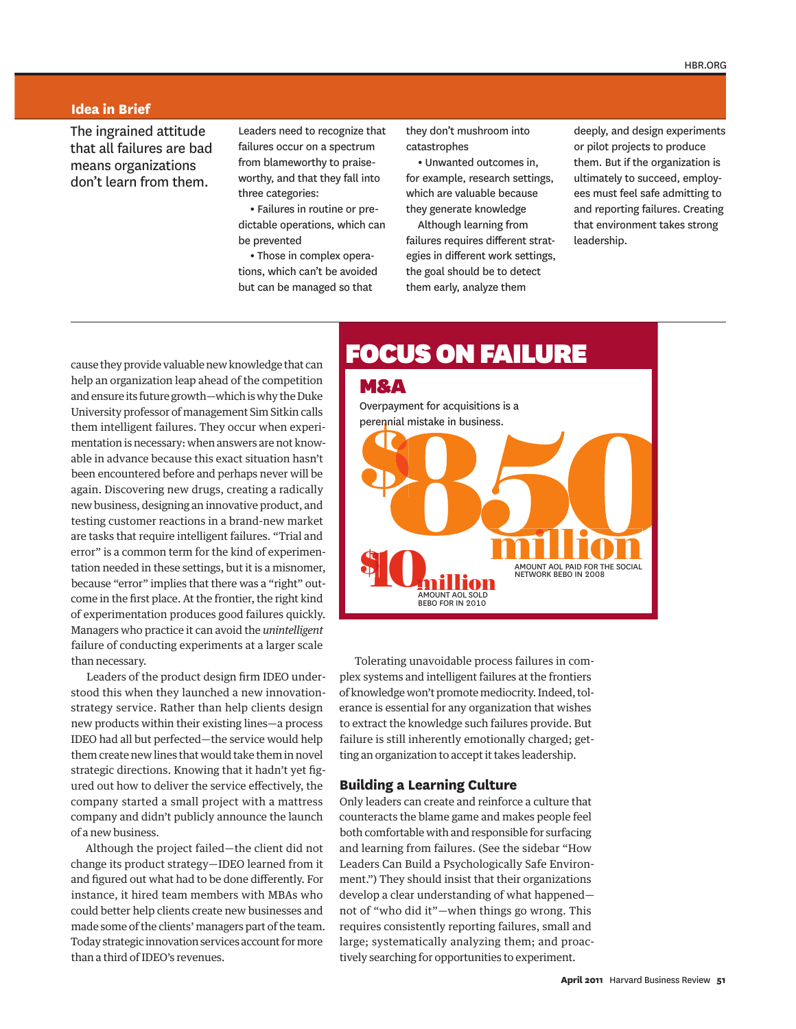## Idea in Brief

The ingrained attitude that all failures are bad means organizations don't learn from them.

Leaders need to recognize that failures occur on a spectrum from blameworthy to praiseworthy, and that they fall into three categories:

- Failures in routine or predictable operations, which can be prevented
- Those in complex operations, which can't be avoided but can be managed so that they don't mushroom into catastrophes
- Unwanted outcomes in, for example, research settings, which are valuable because they generate knowledge

Although learning from failures requires different strategies in different work settings, the goal should be to detect them early, analyze them deeply, and design experiments or pilot projects to produce them. But if the organization is ultimately to succeed, employees must feel safe admitting to and reporting failures. Creating that environment takes strong leadership.

cause they provide valuable new knowledge that can help an organization leap ahead of the competition and ensure its future growth—which is why the Duke University professor of management Sim Sitkin calls them intelligent failures. They occur when experimentation is necessary: when answers are not knowable in advance because this exact situation hasn't been encountered before and perhaps never will be again. Discovering new drugs, creating a radically new business, designing an innovative product, and testing customer reactions in a brand-new market are tasks that require intelligent failures. "Trial and error" is a common term for the kind of experimentation needed in these settings, but it is a misnomer, because "error" implies that there was a "right" outcome in the first place. At the frontier, the right kind of experimentation produces good failures quickly. Managers who practice it can avoid the *unintelligent* failure of conducting experiments at a larger scale than necessary.

Leaders of the product design firm IDEO understood this when they launched a new innovation-strategy service. Rather than help clients design new products within their existing lines—a process IDEO had all but perfected—the service would help them create new lines that would take them in novel strategic directions. Knowing that it hadn't yet figured out how to deliver the service effectively, the company started a small project with a mattress company and didn't publicly announce the launch of a new business.

Although the project failed—the client did not change its product strategy—IDEO learned from it and figured out what had to be done differently. For instance, it hired team members with MBAs who could better help clients create new businesses and made some of the clients' managers part of the team. Today strategic innovation services account for more than a third of IDEO's revenues.

> **FOCUS ON FAILURE**
>
> **M&A**
>
> Overpayment for acquisitions is a perennial mistake in business.
>
> **$850 million**
> AMOUNT AOL PAID FOR THE SOCIAL NETWORK BEBO IN 2008
>
> **$10 million**
> AMOUNT AOL SOLD BEBO FOR IN 2010

Tolerating unavoidable process failures in complex systems and intelligent failures at the frontiers of knowledge won't promote mediocrity. Indeed, tolerance is essential for any organization that wishes to extract the knowledge such failures provide. But failure is still inherently emotionally charged; getting an organization to accept it takes leadership.

### Building a Learning Culture

Only leaders can create and reinforce a culture that counteracts the blame game and makes people feel both comfortable with and responsible for surfacing and learning from failures. (See the sidebar "How Leaders Can Build a Psychologically Safe Environment.") They should insist that their organizations develop a clear understanding of what happened—not of "who did it"—when things go wrong. This requires consistently reporting failures, small and large; systematically analyzing them; and proactively searching for opportunities to experiment.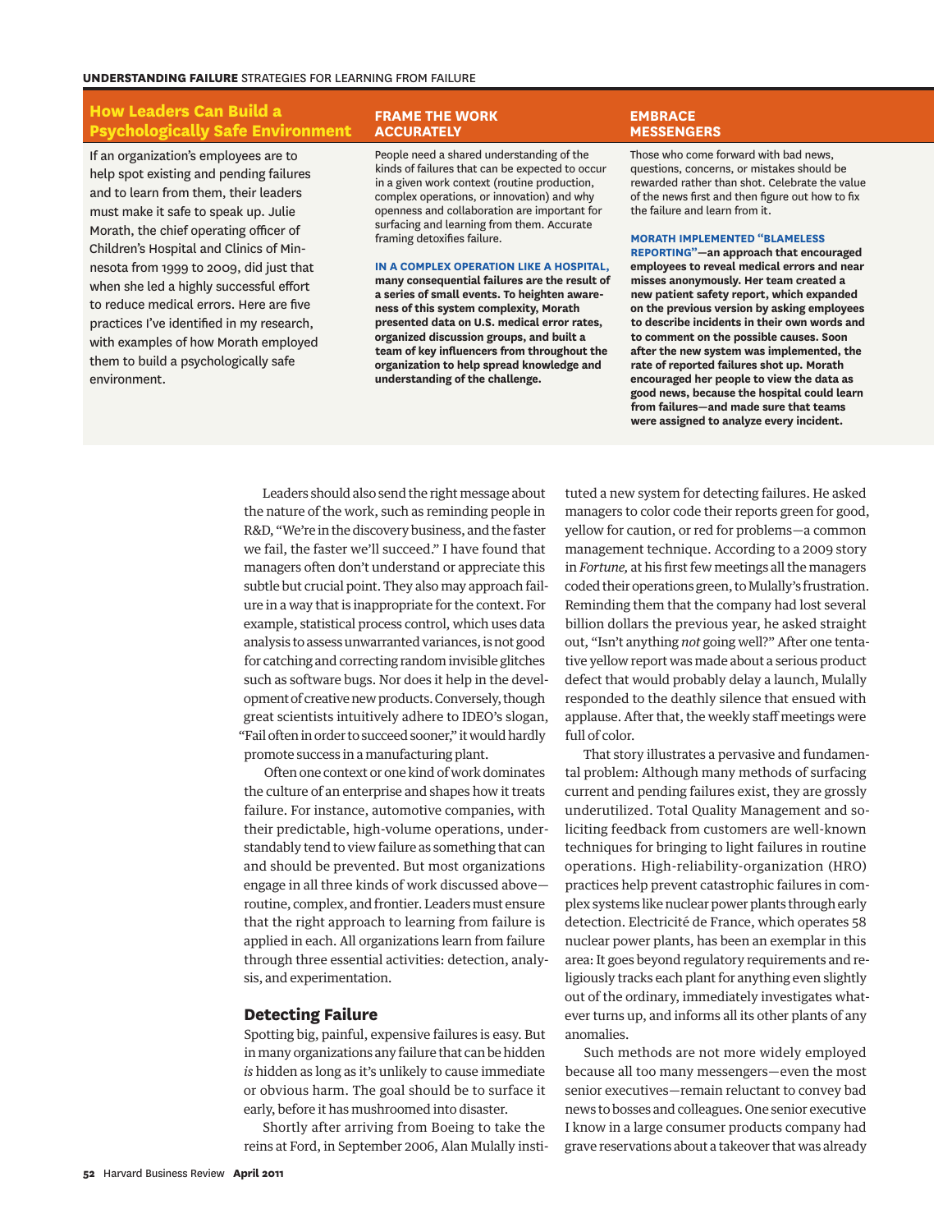## How Leaders Can Build a Psychologically Safe Environment

If an organization's employees are to help spot existing and pending failures and to learn from them, their leaders must make it safe to speak up. Julie Morath, the chief operating officer of Children's Hospital and Clinics of Minnesota from 1999 to 2009, did just that when she led a highly successful effort to reduce medical errors. Here are five practices I've identified in my research, with examples of how Morath employed them to build a psychologically safe environment.

### FRAME THE WORK ACCURATELY

People need a shared understanding of the kinds of failures that can be expected to occur in a given work context (routine production, complex operations, or innovation) and why openness and collaboration are important for surfacing and learning from them. Accurate framing detoxifies failure.

**IN A COMPLEX OPERATION LIKE A HOSPITAL, many consequential failures are the result of a series of small events. To heighten awareness of this system complexity, Morath presented data on U.S. medical error rates, organized discussion groups, and built a team of key influencers from throughout the organization to help spread knowledge and understanding of the challenge.**

### EMBRACE MESSENGERS

Those who come forward with bad news, questions, concerns, or mistakes should be rewarded rather than shot. Celebrate the value of the news first and then figure out how to fix the failure and learn from it.

**MORATH IMPLEMENTED "BLAMELESS REPORTING"—an approach that encouraged employees to reveal medical errors and near misses anonymously. Her team created a new patient safety report, which expanded on the previous version by asking employees to describe incidents in their own words and to comment on the possible causes. Soon after the new system was implemented, the rate of reported failures shot up. Morath encouraged her people to view the data as good news, because the hospital could learn from failures—and made sure that teams were assigned to analyze every incident.**

Leaders should also send the right message about the nature of the work, such as reminding people in R&D, "We're in the discovery business, and the faster we fail, the faster we'll succeed." I have found that managers often don't understand or appreciate this subtle but crucial point. They also may approach failure in a way that is inappropriate for the context. For example, statistical process control, which uses data analysis to assess unwarranted variances, is not good for catching and correcting random invisible glitches such as software bugs. Nor does it help in the development of creative new products. Conversely, though great scientists intuitively adhere to IDEO's slogan, "Fail often in order to succeed sooner," it would hardly promote success in a manufacturing plant.

Often one context or one kind of work dominates the culture of an enterprise and shapes how it treats failure. For instance, automotive companies, with their predictable, high-volume operations, understandably tend to view failure as something that can and should be prevented. But most organizations engage in all three kinds of work discussed above—routine, complex, and frontier. Leaders must ensure that the right approach to learning from failure is applied in each. All organizations learn from failure through three essential activities: detection, analysis, and experimentation.

## Detecting Failure

Spotting big, painful, expensive failures is easy. But in many organizations any failure that can be hidden *is* hidden as long as it's unlikely to cause immediate or obvious harm. The goal should be to surface it early, before it has mushroomed into disaster.

Shortly after arriving from Boeing to take the reins at Ford, in September 2006, Alan Mulally instituted a new system for detecting failures. He asked managers to color code their reports green for good, yellow for caution, or red for problems—a common management technique. According to a 2009 story in *Fortune,* at his first few meetings all the managers coded their operations green, to Mulally's frustration. Reminding them that the company had lost several billion dollars the previous year, he asked straight out, "Isn't anything *not* going well?" After one tentative yellow report was made about a serious product defect that would probably delay a launch, Mulally responded to the deathly silence that ensued with applause. After that, the weekly staff meetings were full of color.

That story illustrates a pervasive and fundamental problem: Although many methods of surfacing current and pending failures exist, they are grossly underutilized. Total Quality Management and soliciting feedback from customers are well-known techniques for bringing to light failures in routine operations. High-reliability-organization (HRO) practices help prevent catastrophic failures in complex systems like nuclear power plants through early detection. Electricité de France, which operates 58 nuclear power plants, has been an exemplar in this area: It goes beyond regulatory requirements and religiously tracks each plant for anything even slightly out of the ordinary, immediately investigates whatever turns up, and informs all its other plants of any anomalies.

Such methods are not more widely employed because all too many messengers—even the most senior executives—remain reluctant to convey bad news to bosses and colleagues. One senior executive I know in a large consumer products company had grave reservations about a takeover that was already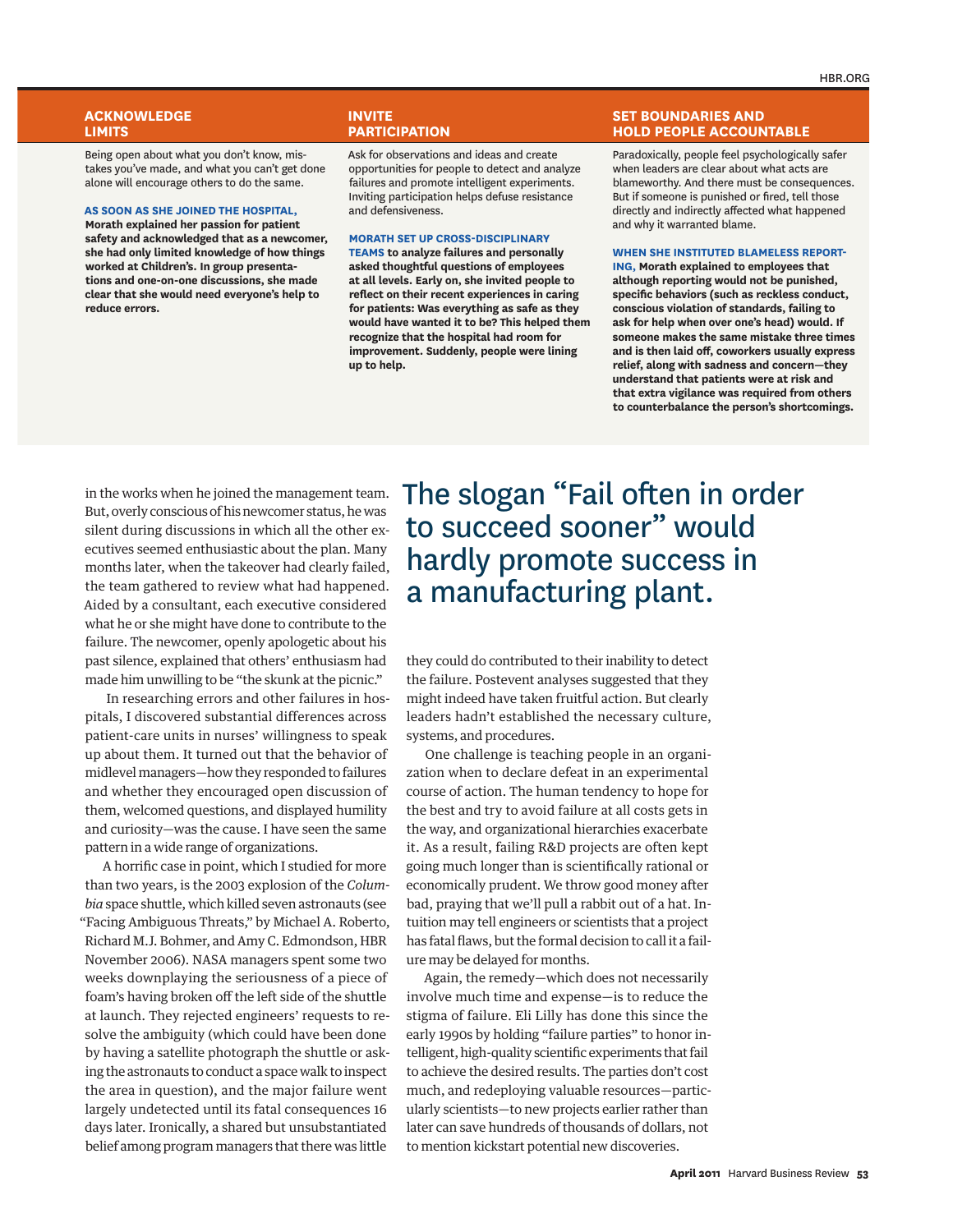### ACKNOWLEDGE LIMITS

Being open about what you don't know, mistakes you've made, and what you can't get done alone will encourage others to do the same.

**AS SOON AS SHE JOINED THE HOSPITAL, Morath explained her passion for patient safety and acknowledged that as a newcomer, she had only limited knowledge of how things worked at Children's. In group presentations and one-on-one discussions, she made clear that she would need everyone's help to reduce errors.**

### INVITE PARTICIPATION

Ask for observations and ideas and create opportunities for people to detect and analyze failures and promote intelligent experiments. Inviting participation helps defuse resistance and defensiveness.

**MORATH SET UP CROSS-DISCIPLINARY TEAMS to analyze failures and personally asked thoughtful questions of employees at all levels. Early on, she invited people to reflect on their recent experiences in caring for patients: Was everything as safe as they would have wanted it to be? This helped them recognize that the hospital had room for improvement. Suddenly, people were lining up to help.**

### SET BOUNDARIES AND HOLD PEOPLE ACCOUNTABLE

Paradoxically, people feel psychologically safer when leaders are clear about what acts are blameworthy. And there must be consequences. But if someone is punished or fired, tell those directly and indirectly affected what happened and why it warranted blame.

**WHEN SHE INSTITUTED BLAMELESS REPORTING, Morath explained to employees that although reporting would not be punished, specific behaviors (such as reckless conduct, conscious violation of standards, failing to ask for help when over one's head) would. If someone makes the same mistake three times and is then laid off, coworkers usually express relief, along with sadness and concern—they understand that patients were at risk and that extra vigilance was required from others to counterbalance the person's shortcomings.**

---

in the works when he joined the management team. But, overly conscious of his newcomer status, he was silent during discussions in which all the other executives seemed enthusiastic about the plan. Many months later, when the takeover had clearly failed, the team gathered to review what had happened. Aided by a consultant, each executive considered what he or she might have done to contribute to the failure. The newcomer, openly apologetic about his past silence, explained that others' enthusiasm had made him unwilling to be "the skunk at the picnic."

In researching errors and other failures in hospitals, I discovered substantial differences across patient-care units in nurses' willingness to speak up about them. It turned out that the behavior of midlevel managers—how they responded to failures and whether they encouraged open discussion of them, welcomed questions, and displayed humility and curiosity—was the cause. I have seen the same pattern in a wide range of organizations.

A horrific case in point, which I studied for more than two years, is the 2003 explosion of the *Columbia* space shuttle, which killed seven astronauts (see "Facing Ambiguous Threats," by Michael A. Roberto, Richard M.J. Bohmer, and Amy C. Edmondson, HBR November 2006). NASA managers spent some two weeks downplaying the seriousness of a piece of foam's having broken off the left side of the shuttle at launch. They rejected engineers' requests to resolve the ambiguity (which could have been done by having a satellite photograph the shuttle or asking the astronauts to conduct a space walk to inspect the area in question), and the major failure went largely undetected until its fatal consequences 16 days later. Ironically, a shared but unsubstantiated belief among program managers that there was little

> The slogan "Fail often in order to succeed sooner" would hardly promote success in a manufacturing plant.

they could do contributed to their inability to detect the failure. Postevent analyses suggested that they might indeed have taken fruitful action. But clearly leaders hadn't established the necessary culture, systems, and procedures.

One challenge is teaching people in an organization when to declare defeat in an experimental course of action. The human tendency to hope for the best and try to avoid failure at all costs gets in the way, and organizational hierarchies exacerbate it. As a result, failing R&D projects are often kept going much longer than is scientifically rational or economically prudent. We throw good money after bad, praying that we'll pull a rabbit out of a hat. Intuition may tell engineers or scientists that a project has fatal flaws, but the formal decision to call it a failure may be delayed for months.

Again, the remedy—which does not necessarily involve much time and expense—is to reduce the stigma of failure. Eli Lilly has done this since the early 1990s by holding "failure parties" to honor intelligent, high-quality scientific experiments that fail to achieve the desired results. The parties don't cost much, and redeploying valuable resources—particularly scientists—to new projects earlier rather than later can save hundreds of thousands of dollars, not to mention kickstart potential new discoveries.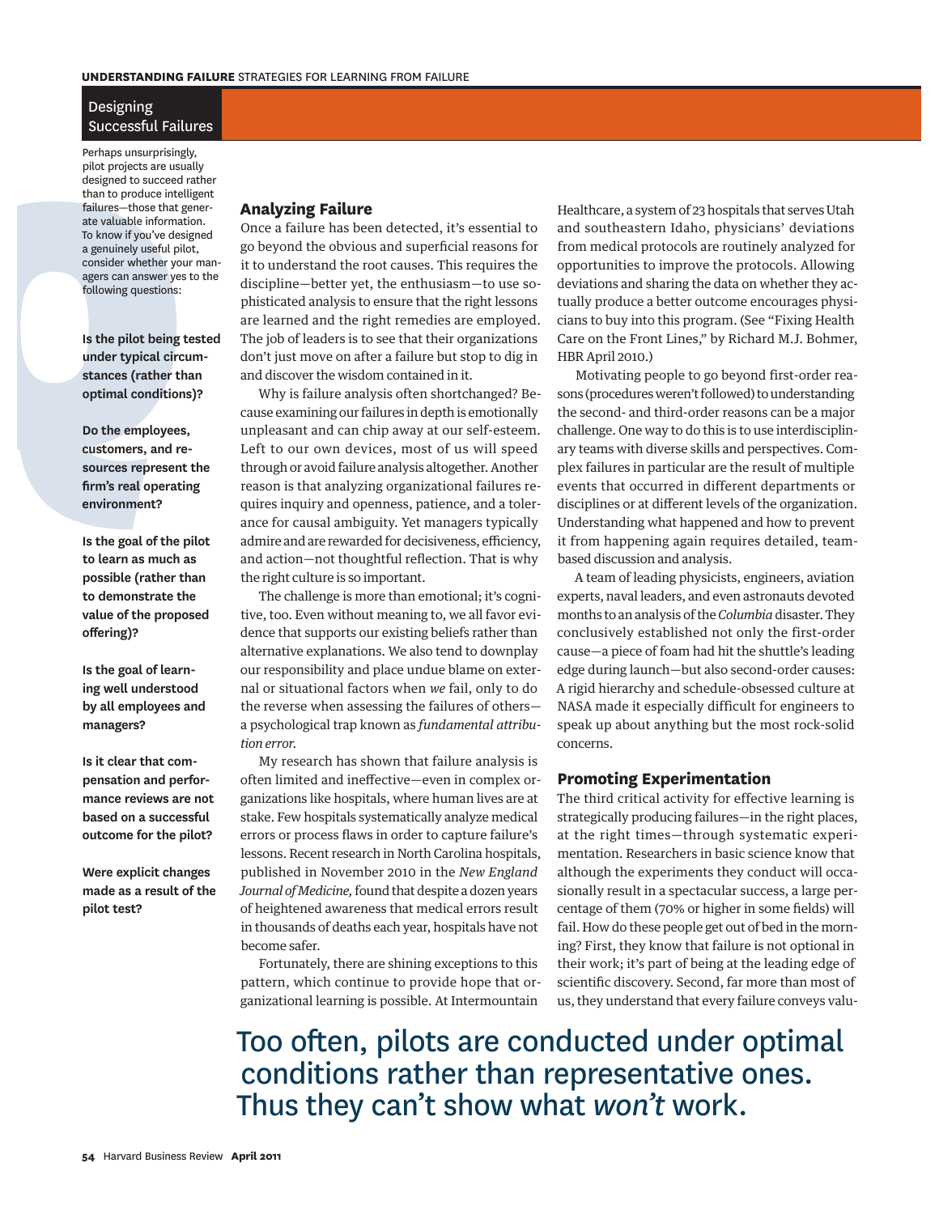## Designing Successful Failures

Perhaps unsurprisingly, pilot projects are usually designed to succeed rather than to produce intelligent failures—those that generate valuable information. To know if you've designed a genuinely useful pilot, consider whether your managers can answer yes to the following questions:

**Is the pilot being tested under typical circumstances (rather than optimal conditions)?**

**Do the employees, customers, and resources represent the firm's real operating environment?**

**Is the goal of the pilot to learn as much as possible (rather than to demonstrate the value of the proposed offering)?**

**Is the goal of learning well understood by all employees and managers?**

**Is it clear that compensation and performance reviews are not based on a successful outcome for the pilot?**

**Were explicit changes made as a result of the pilot test?**

### Analyzing Failure

Once a failure has been detected, it's essential to go beyond the obvious and superficial reasons for it to understand the root causes. This requires the discipline—better yet, the enthusiasm—to use sophisticated analysis to ensure that the right lessons are learned and the right remedies are employed. The job of leaders is to see that their organizations don't just move on after a failure but stop to dig in and discover the wisdom contained in it.

Why is failure analysis often shortchanged? Because examining our failures in depth is emotionally unpleasant and can chip away at our self-esteem. Left to our own devices, most of us will speed through or avoid failure analysis altogether. Another reason is that analyzing organizational failures requires inquiry and openness, patience, and a tolerance for causal ambiguity. Yet managers typically admire and are rewarded for decisiveness, efficiency, and action—not thoughtful reflection. That is why the right culture is so important.

The challenge is more than emotional; it's cognitive, too. Even without meaning to, we all favor evidence that supports our existing beliefs rather than alternative explanations. We also tend to downplay our responsibility and place undue blame on external or situational factors when *we* fail, only to do the reverse when assessing the failures of others—a psychological trap known as *fundamental attribution error.*

My research has shown that failure analysis is often limited and ineffective—even in complex organizations like hospitals, where human lives are at stake. Few hospitals systematically analyze medical errors or process flaws in order to capture failure's lessons. Recent research in North Carolina hospitals, published in November 2010 in the *New England Journal of Medicine,* found that despite a dozen years of heightened awareness that medical errors result in thousands of deaths each year, hospitals have not become safer.

Fortunately, there are shining exceptions to this pattern, which continue to provide hope that organizational learning is possible. At Intermountain Healthcare, a system of 23 hospitals that serves Utah and southeastern Idaho, physicians' deviations from medical protocols are routinely analyzed for opportunities to improve the protocols. Allowing deviations and sharing the data on whether they actually produce a better outcome encourages physicians to buy into this program. (See "Fixing Health Care on the Front Lines," by Richard M.J. Bohmer, HBR April 2010.)

Motivating people to go beyond first-order reasons (procedures weren't followed) to understanding the second- and third-order reasons can be a major challenge. One way to do this is to use interdisciplinary teams with diverse skills and perspectives. Complex failures in particular are the result of multiple events that occurred in different departments or disciplines or at different levels of the organization. Understanding what happened and how to prevent it from happening again requires detailed, team-based discussion and analysis.

A team of leading physicists, engineers, aviation experts, naval leaders, and even astronauts devoted months to an analysis of the *Columbia* disaster. They conclusively established not only the first-order cause—a piece of foam had hit the shuttle's leading edge during launch—but also second-order causes: A rigid hierarchy and schedule-obsessed culture at NASA made it especially difficult for engineers to speak up about anything but the most rock-solid concerns.

### Promoting Experimentation

The third critical activity for effective learning is strategically producing failures—in the right places, at the right times—through systematic experimentation. Researchers in basic science know that although the experiments they conduct will occasionally result in a spectacular success, a large percentage of them (70% or higher in some fields) will fail. How do these people get out of bed in the morning? First, they know that failure is not optional in their work; it's part of being at the leading edge of scientific discovery. Second, far more than most of us, they understand that every failure conveys valu-

Too often, pilots are conducted under optimal conditions rather than representative ones. Thus they can't show what *won't* work.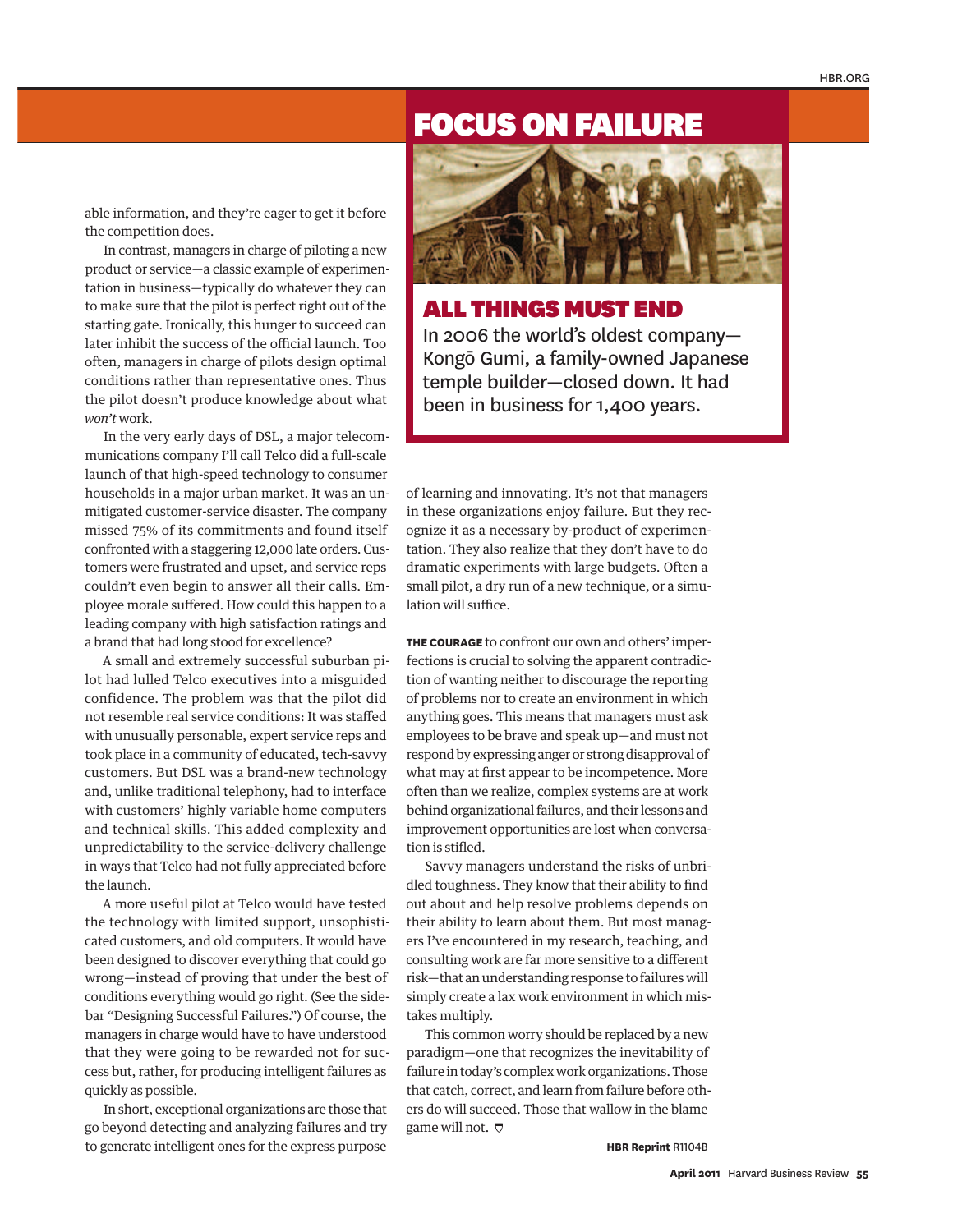able information, and they're eager to get it before the competition does.

In contrast, managers in charge of piloting a new product or service—a classic example of experimentation in business—typically do whatever they can to make sure that the pilot is perfect right out of the starting gate. Ironically, this hunger to succeed can later inhibit the success of the official launch. Too often, managers in charge of pilots design optimal conditions rather than representative ones. Thus the pilot doesn't produce knowledge about what *won't* work.

In the very early days of DSL, a major telecommunications company I'll call Telco did a full-scale launch of that high-speed technology to consumer households in a major urban market. It was an unmitigated customer-service disaster. The company missed 75% of its commitments and found itself confronted with a staggering 12,000 late orders. Customers were frustrated and upset, and service reps couldn't even begin to answer all their calls. Employee morale suffered. How could this happen to a leading company with high satisfaction ratings and a brand that had long stood for excellence?

A small and extremely successful suburban pilot had lulled Telco executives into a misguided confidence. The problem was that the pilot did not resemble real service conditions: It was staffed with unusually personable, expert service reps and took place in a community of educated, tech-savvy customers. But DSL was a brand-new technology and, unlike traditional telephony, had to interface with customers' highly variable home computers and technical skills. This added complexity and unpredictability to the service-delivery challenge in ways that Telco had not fully appreciated before the launch.

A more useful pilot at Telco would have tested the technology with limited support, unsophisticated customers, and old computers. It would have been designed to discover everything that could go wrong—instead of proving that under the best of conditions everything would go right. (See the sidebar "Designing Successful Failures.") Of course, the managers in charge would have to have understood that they were going to be rewarded not for success but, rather, for producing intelligent failures as quickly as possible.

In short, exceptional organizations are those that go beyond detecting and analyzing failures and try to generate intelligent ones for the express purpose of learning and innovating. It's not that managers in these organizations enjoy failure. But they recognize it as a necessary by-product of experimentation. They also realize that they don't have to do dramatic experiments with large budgets. Often a small pilot, a dry run of a new technique, or a simulation will suffice.

**THE COURAGE** to confront our own and others' imperfections is crucial to solving the apparent contradiction of wanting neither to discourage the reporting of problems nor to create an environment in which anything goes. This means that managers must ask employees to be brave and speak up—and must not respond by expressing anger or strong disapproval of what may at first appear to be incompetence. More often than we realize, complex systems are at work behind organizational failures, and their lessons and improvement opportunities are lost when conversation is stifled.

Savvy managers understand the risks of unbridled toughness. They know that their ability to find out about and help resolve problems depends on their ability to learn about them. But most managers I've encountered in my research, teaching, and consulting work are far more sensitive to a different risk—that an understanding response to failures will simply create a lax work environment in which mistakes multiply.

This common worry should be replaced by a new paradigm—one that recognizes the inevitability of failure in today's complex work organizations. Those that catch, correct, and learn from failure before others do will succeed. Those that wallow in the blame game will not.

**HBR Reprint** R1104B

## FOCUS ON FAILURE

### ALL THINGS MUST END

In 2006 the world's oldest company—Kongō Gumi, a family-owned Japanese temple builder—closed down. It had been in business for 1,400 years.